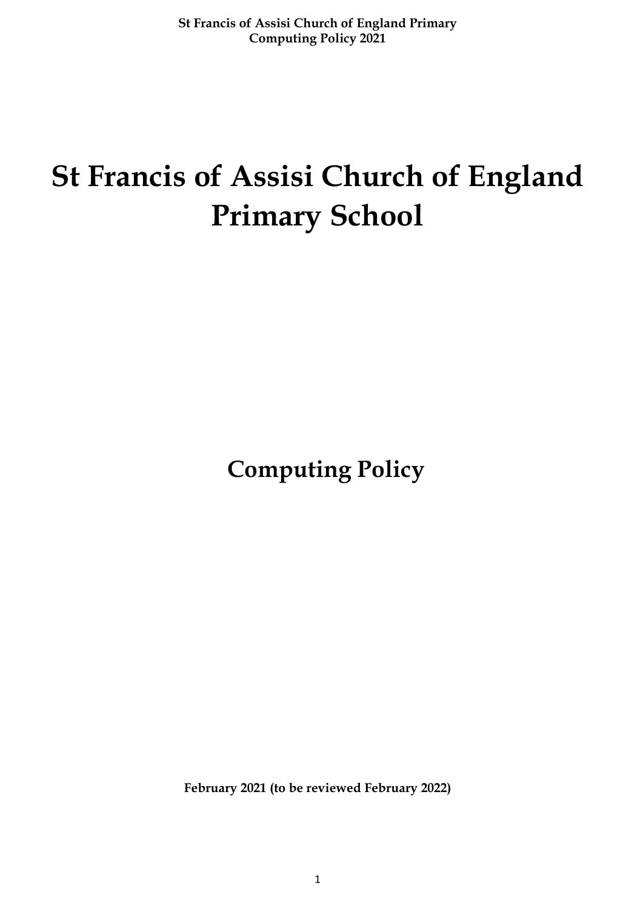# St Francis of Assisi Church of England Primary School

## Computing Policy

**February 2021 (to be reviewed February 2022)**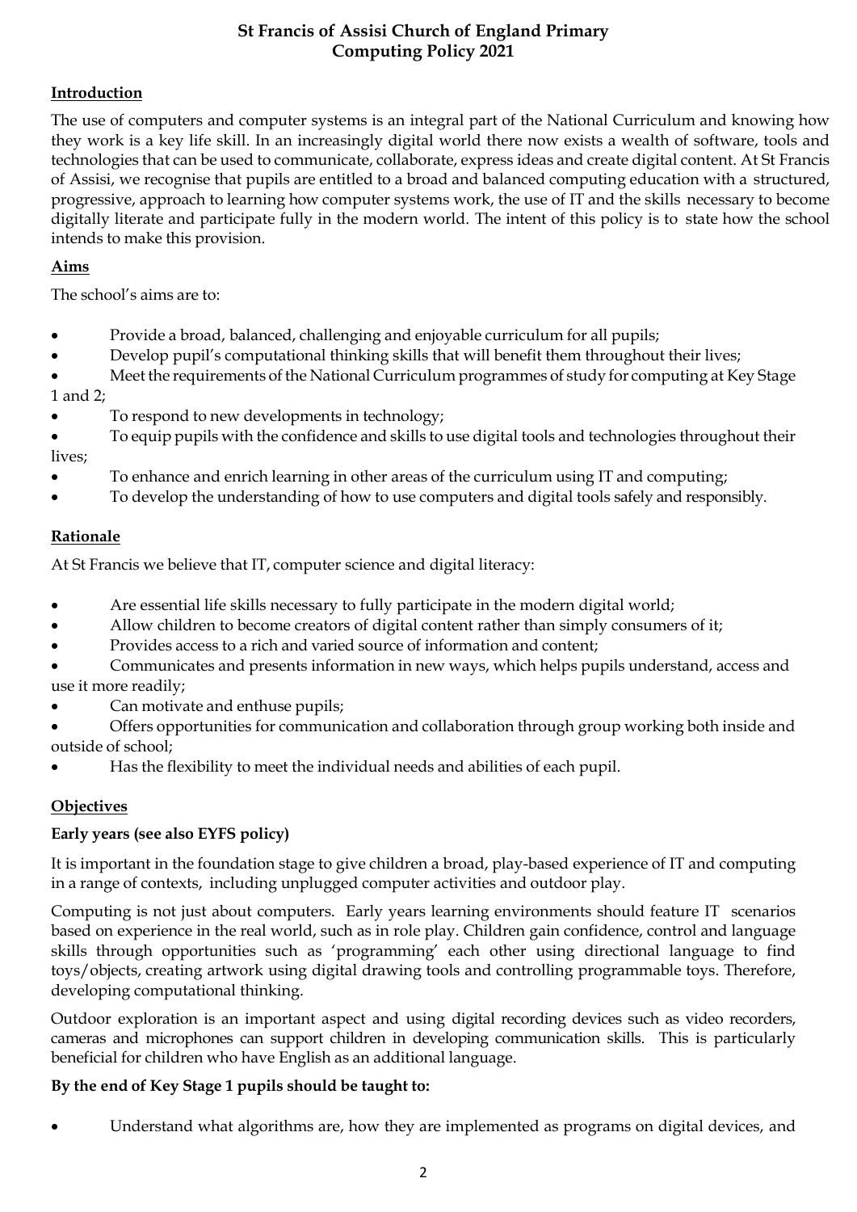# St Francis of Assisi Church of England Primary
# Computing Policy 2021

## Introduction

The use of computers and computer systems is an integral part of the National Curriculum and knowing how they work is a key life skill. In an increasingly digital world there now exists a wealth of software, tools and technologies that can be used to communicate, collaborate, express ideas and create digital content. At St Francis of Assisi, we recognise that pupils are entitled to a broad and balanced computing education with a structured, progressive, approach to learning how computer systems work, the use of IT and the skills necessary to become digitally literate and participate fully in the modern world. The intent of this policy is to state how the school intends to make this provision.

## Aims

The school's aims are to:

- Provide a broad, balanced, challenging and enjoyable curriculum for all pupils;
- Develop pupil's computational thinking skills that will benefit them throughout their lives;
- Meet the requirements of the National Curriculum programmes of study for computing at Key Stage 1 and 2;
- To respond to new developments in technology;
- To equip pupils with the confidence and skills to use digital tools and technologies throughout their lives;
- To enhance and enrich learning in other areas of the curriculum using IT and computing;
- To develop the understanding of how to use computers and digital tools safely and responsibly.

## Rationale

At St Francis we believe that IT, computer science and digital literacy:

- Are essential life skills necessary to fully participate in the modern digital world;
- Allow children to become creators of digital content rather than simply consumers of it;
- Provides access to a rich and varied source of information and content;
- Communicates and presents information in new ways, which helps pupils understand, access and use it more readily;
- Can motivate and enthuse pupils;
- Offers opportunities for communication and collaboration through group working both inside and outside of school;
- Has the flexibility to meet the individual needs and abilities of each pupil.

## Objectives

### Early years (see also EYFS policy)

It is important in the foundation stage to give children a broad, play-based experience of IT and computing in a range of contexts, including unplugged computer activities and outdoor play.

Computing is not just about computers. Early years learning environments should feature IT scenarios based on experience in the real world, such as in role play. Children gain confidence, control and language skills through opportunities such as 'programming' each other using directional language to find toys/objects, creating artwork using digital drawing tools and controlling programmable toys. Therefore, developing computational thinking.

Outdoor exploration is an important aspect and using digital recording devices such as video recorders, cameras and microphones can support children in developing communication skills. This is particularly beneficial for children who have English as an additional language.

### By the end of Key Stage 1 pupils should be taught to:

- Understand what algorithms are, how they are implemented as programs on digital devices, and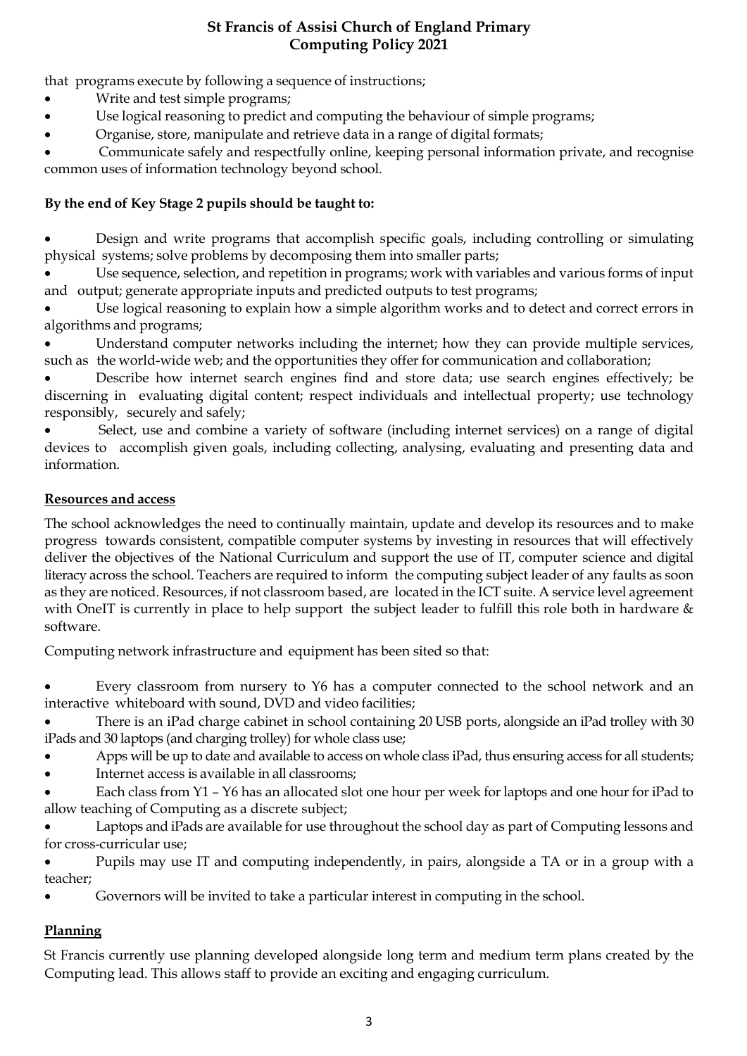that programs execute by following a sequence of instructions;

- Write and test simple programs;
- Use logical reasoning to predict and computing the behaviour of simple programs;
- Organise, store, manipulate and retrieve data in a range of digital formats;
- Communicate safely and respectfully online, keeping personal information private, and recognise common uses of information technology beyond school.

**By the end of Key Stage 2 pupils should be taught to:**

- Design and write programs that accomplish specific goals, including controlling or simulating physical systems; solve problems by decomposing them into smaller parts;
- Use sequence, selection, and repetition in programs; work with variables and various forms of input and output; generate appropriate inputs and predicted outputs to test programs;
- Use logical reasoning to explain how a simple algorithm works and to detect and correct errors in algorithms and programs;
- Understand computer networks including the internet; how they can provide multiple services, such as the world-wide web; and the opportunities they offer for communication and collaboration;
- Describe how internet search engines find and store data; use search engines effectively; be discerning in evaluating digital content; respect individuals and intellectual property; use technology responsibly, securely and safely;
- Select, use and combine a variety of software (including internet services) on a range of digital devices to accomplish given goals, including collecting, analysing, evaluating and presenting data and information.

## Resources and access

The school acknowledges the need to continually maintain, update and develop its resources and to make progress towards consistent, compatible computer systems by investing in resources that will effectively deliver the objectives of the National Curriculum and support the use of IT, computer science and digital literacy across the school. Teachers are required to inform the computing subject leader of any faults as soon as they are noticed. Resources, if not classroom based, are located in the ICT suite. A service level agreement with OneIT is currently in place to help support the subject leader to fulfill this role both in hardware & software.

Computing network infrastructure and equipment has been sited so that:

- Every classroom from nursery to Y6 has a computer connected to the school network and an interactive whiteboard with sound, DVD and video facilities;
- There is an iPad charge cabinet in school containing 20 USB ports, alongside an iPad trolley with 30 iPads and 30 laptops (and charging trolley) for whole class use;
- Apps will be up to date and available to access on whole class iPad, thus ensuring access for all students;
- Internet access is available in all classrooms;
- Each class from Y1 – Y6 has an allocated slot one hour per week for laptops and one hour for iPad to allow teaching of Computing as a discrete subject;
- Laptops and iPads are available for use throughout the school day as part of Computing lessons and for cross-curricular use;
- Pupils may use IT and computing independently, in pairs, alongside a TA or in a group with a teacher;
- Governors will be invited to take a particular interest in computing in the school.

## Planning

St Francis currently use planning developed alongside long term and medium term plans created by the Computing lead. This allows staff to provide an exciting and engaging curriculum.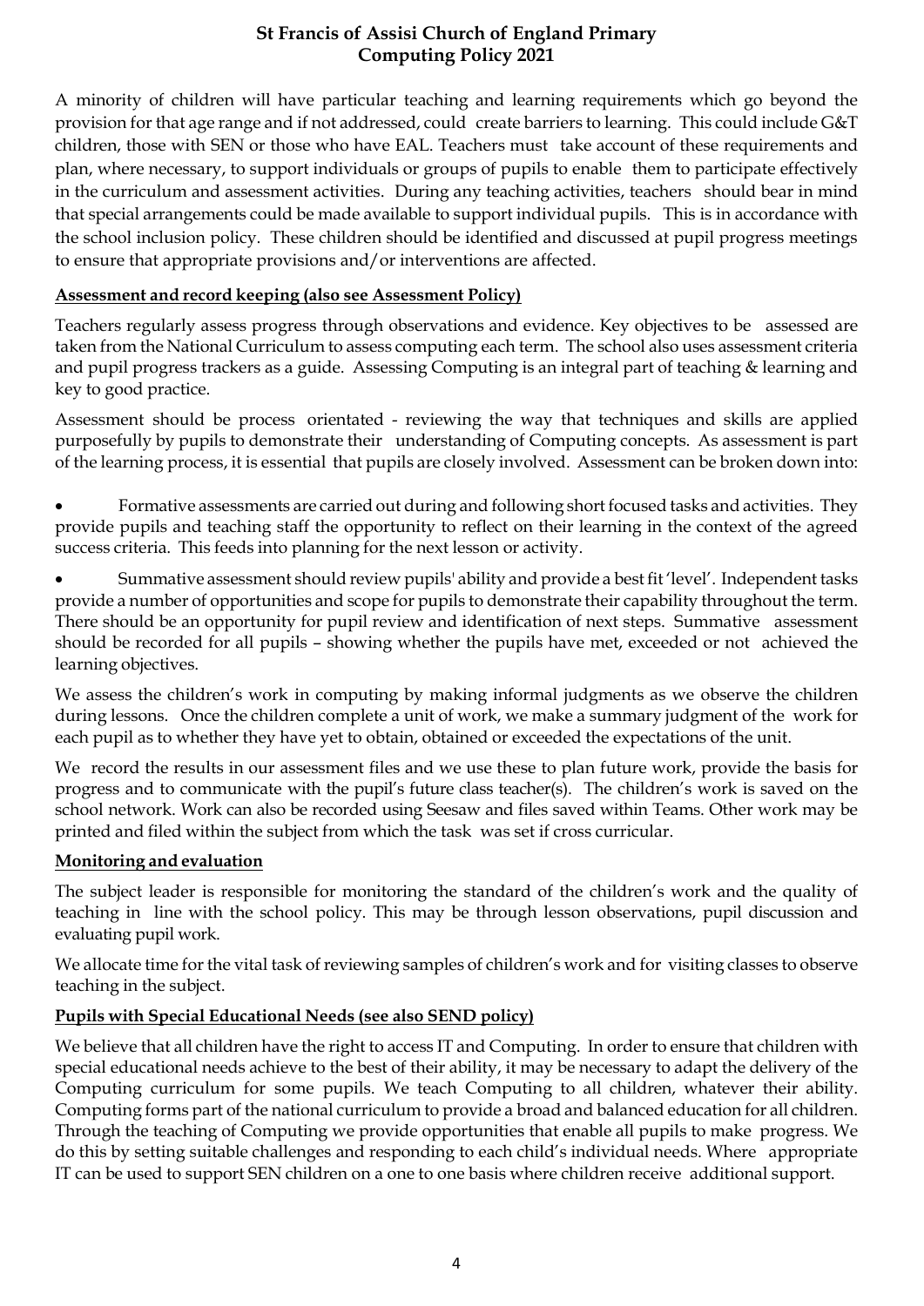A minority of children will have particular teaching and learning requirements which go beyond the provision for that age range and if not addressed, could create barriers to learning. This could include G&T children, those with SEN or those who have EAL. Teachers must take account of these requirements and plan, where necessary, to support individuals or groups of pupils to enable them to participate effectively in the curriculum and assessment activities. During any teaching activities, teachers should bear in mind that special arrangements could be made available to support individual pupils. This is in accordance with the school inclusion policy. These children should be identified and discussed at pupil progress meetings to ensure that appropriate provisions and/or interventions are affected.

**Assessment and record keeping (also see Assessment Policy)**

Teachers regularly assess progress through observations and evidence. Key objectives to be assessed are taken from the National Curriculum to assess computing each term. The school also uses assessment criteria and pupil progress trackers as a guide. Assessing Computing is an integral part of teaching & learning and key to good practice.

Assessment should be process orientated - reviewing the way that techniques and skills are applied purposefully by pupils to demonstrate their understanding of Computing concepts. As assessment is part of the learning process, it is essential that pupils are closely involved. Assessment can be broken down into:

- Formative assessments are carried out during and following short focused tasks and activities. They provide pupils and teaching staff the opportunity to reflect on their learning in the context of the agreed success criteria. This feeds into planning for the next lesson or activity.
- Summative assessment should review pupils' ability and provide a best fit 'level'. Independent tasks provide a number of opportunities and scope for pupils to demonstrate their capability throughout the term. There should be an opportunity for pupil review and identification of next steps. Summative assessment should be recorded for all pupils – showing whether the pupils have met, exceeded or not achieved the learning objectives.

We assess the children's work in computing by making informal judgments as we observe the children during lessons. Once the children complete a unit of work, we make a summary judgment of the work for each pupil as to whether they have yet to obtain, obtained or exceeded the expectations of the unit.

We record the results in our assessment files and we use these to plan future work, provide the basis for progress and to communicate with the pupil's future class teacher(s). The children's work is saved on the school network. Work can also be recorded using Seesaw and files saved within Teams. Other work may be printed and filed within the subject from which the task was set if cross curricular.

**Monitoring and evaluation**

The subject leader is responsible for monitoring the standard of the children's work and the quality of teaching in line with the school policy. This may be through lesson observations, pupil discussion and evaluating pupil work.

We allocate time for the vital task of reviewing samples of children's work and for visiting classes to observe teaching in the subject.

**Pupils with Special Educational Needs (see also SEND policy)**

We believe that all children have the right to access IT and Computing. In order to ensure that children with special educational needs achieve to the best of their ability, it may be necessary to adapt the delivery of the Computing curriculum for some pupils. We teach Computing to all children, whatever their ability. Computing forms part of the national curriculum to provide a broad and balanced education for all children. Through the teaching of Computing we provide opportunities that enable all pupils to make progress. We do this by setting suitable challenges and responding to each child's individual needs. Where appropriate IT can be used to support SEN children on a one to one basis where children receive additional support.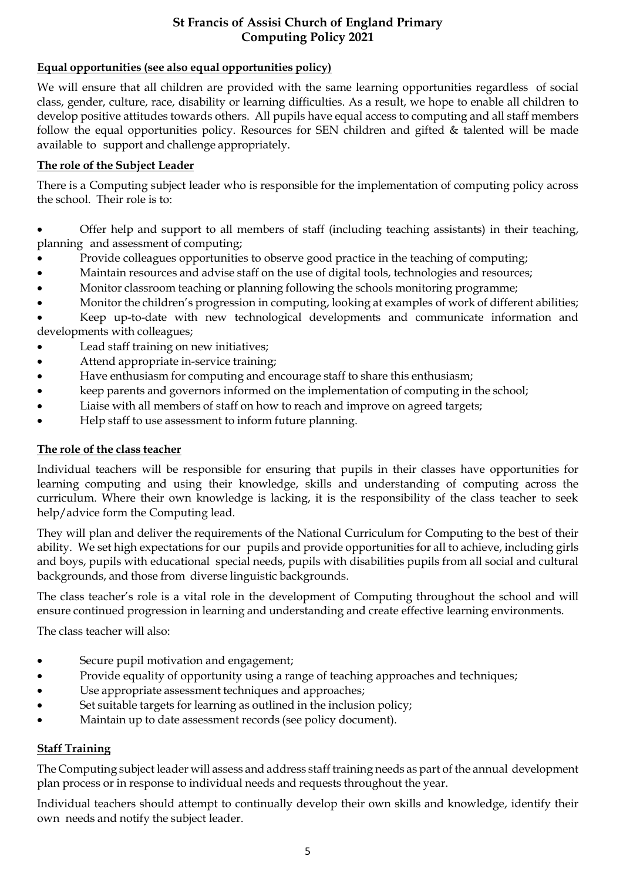**Equal opportunities (see also equal opportunities policy)**

We will ensure that all children are provided with the same learning opportunities regardless of social class, gender, culture, race, disability or learning difficulties. As a result, we hope to enable all children to develop positive attitudes towards others. All pupils have equal access to computing and all staff members follow the equal opportunities policy. Resources for SEN children and gifted & talented will be made available to support and challenge appropriately.

**The role of the Subject Leader**

There is a Computing subject leader who is responsible for the implementation of computing policy across the school. Their role is to:

- Offer help and support to all members of staff (including teaching assistants) in their teaching, planning and assessment of computing;
- Provide colleagues opportunities to observe good practice in the teaching of computing;
- Maintain resources and advise staff on the use of digital tools, technologies and resources;
- Monitor classroom teaching or planning following the schools monitoring programme;
- Monitor the children's progression in computing, looking at examples of work of different abilities;
- Keep up-to-date with new technological developments and communicate information and developments with colleagues;
- Lead staff training on new initiatives;
- Attend appropriate in-service training;
- Have enthusiasm for computing and encourage staff to share this enthusiasm;
- keep parents and governors informed on the implementation of computing in the school;
- Liaise with all members of staff on how to reach and improve on agreed targets;
- Help staff to use assessment to inform future planning.

**The role of the class teacher**

Individual teachers will be responsible for ensuring that pupils in their classes have opportunities for learning computing and using their knowledge, skills and understanding of computing across the curriculum. Where their own knowledge is lacking, it is the responsibility of the class teacher to seek help/advice form the Computing lead.

They will plan and deliver the requirements of the National Curriculum for Computing to the best of their ability. We set high expectations for our pupils and provide opportunities for all to achieve, including girls and boys, pupils with educational special needs, pupils with disabilities pupils from all social and cultural backgrounds, and those from diverse linguistic backgrounds.

The class teacher's role is a vital role in the development of Computing throughout the school and will ensure continued progression in learning and understanding and create effective learning environments.

The class teacher will also:

- Secure pupil motivation and engagement;
- Provide equality of opportunity using a range of teaching approaches and techniques;
- Use appropriate assessment techniques and approaches;
- Set suitable targets for learning as outlined in the inclusion policy;
- Maintain up to date assessment records (see policy document).

**Staff Training**

The Computing subject leader will assess and address staff training needs as part of the annual development plan process or in response to individual needs and requests throughout the year.

Individual teachers should attempt to continually develop their own skills and knowledge, identify their own needs and notify the subject leader.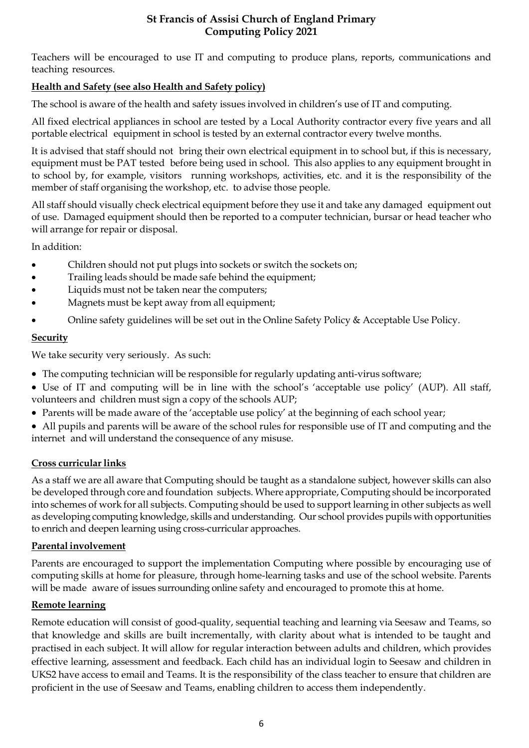Teachers will be encouraged to use IT and computing to produce plans, reports, communications and teaching resources.

## Health and Safety (see also Health and Safety policy)

The school is aware of the health and safety issues involved in children's use of IT and computing.

All fixed electrical appliances in school are tested by a Local Authority contractor every five years and all portable electrical equipment in school is tested by an external contractor every twelve months.

It is advised that staff should not bring their own electrical equipment in to school but, if this is necessary, equipment must be PAT tested before being used in school. This also applies to any equipment brought in to school by, for example, visitors running workshops, activities, etc. and it is the responsibility of the member of staff organising the workshop, etc. to advise those people.

All staff should visually check electrical equipment before they use it and take any damaged equipment out of use. Damaged equipment should then be reported to a computer technician, bursar or head teacher who will arrange for repair or disposal.

In addition:

- Children should not put plugs into sockets or switch the sockets on;
- Trailing leads should be made safe behind the equipment;
- Liquids must not be taken near the computers;
- Magnets must be kept away from all equipment;
- Online safety guidelines will be set out in the Online Safety Policy & Acceptable Use Policy.

## Security

We take security very seriously. As such:

- The computing technician will be responsible for regularly updating anti-virus software;
- Use of IT and computing will be in line with the school's 'acceptable use policy' (AUP). All staff, volunteers and children must sign a copy of the schools AUP;
- Parents will be made aware of the 'acceptable use policy' at the beginning of each school year;
- All pupils and parents will be aware of the school rules for responsible use of IT and computing and the internet and will understand the consequence of any misuse.

## Cross curricular links

As a staff we are all aware that Computing should be taught as a standalone subject, however skills can also be developed through core and foundation subjects. Where appropriate, Computing should be incorporated into schemes of work for all subjects. Computing should be used to support learning in other subjects as well as developing computing knowledge, skills and understanding. Our school provides pupils with opportunities to enrich and deepen learning using cross-curricular approaches.

## Parental involvement

Parents are encouraged to support the implementation Computing where possible by encouraging use of computing skills at home for pleasure, through home-learning tasks and use of the school website. Parents will be made aware of issues surrounding online safety and encouraged to promote this at home.

## Remote learning

Remote education will consist of good-quality, sequential teaching and learning via Seesaw and Teams, so that knowledge and skills are built incrementally, with clarity about what is intended to be taught and practised in each subject. It will allow for regular interaction between adults and children, which provides effective learning, assessment and feedback. Each child has an individual login to Seesaw and children in UKS2 have access to email and Teams. It is the responsibility of the class teacher to ensure that children are proficient in the use of Seesaw and Teams, enabling children to access them independently.